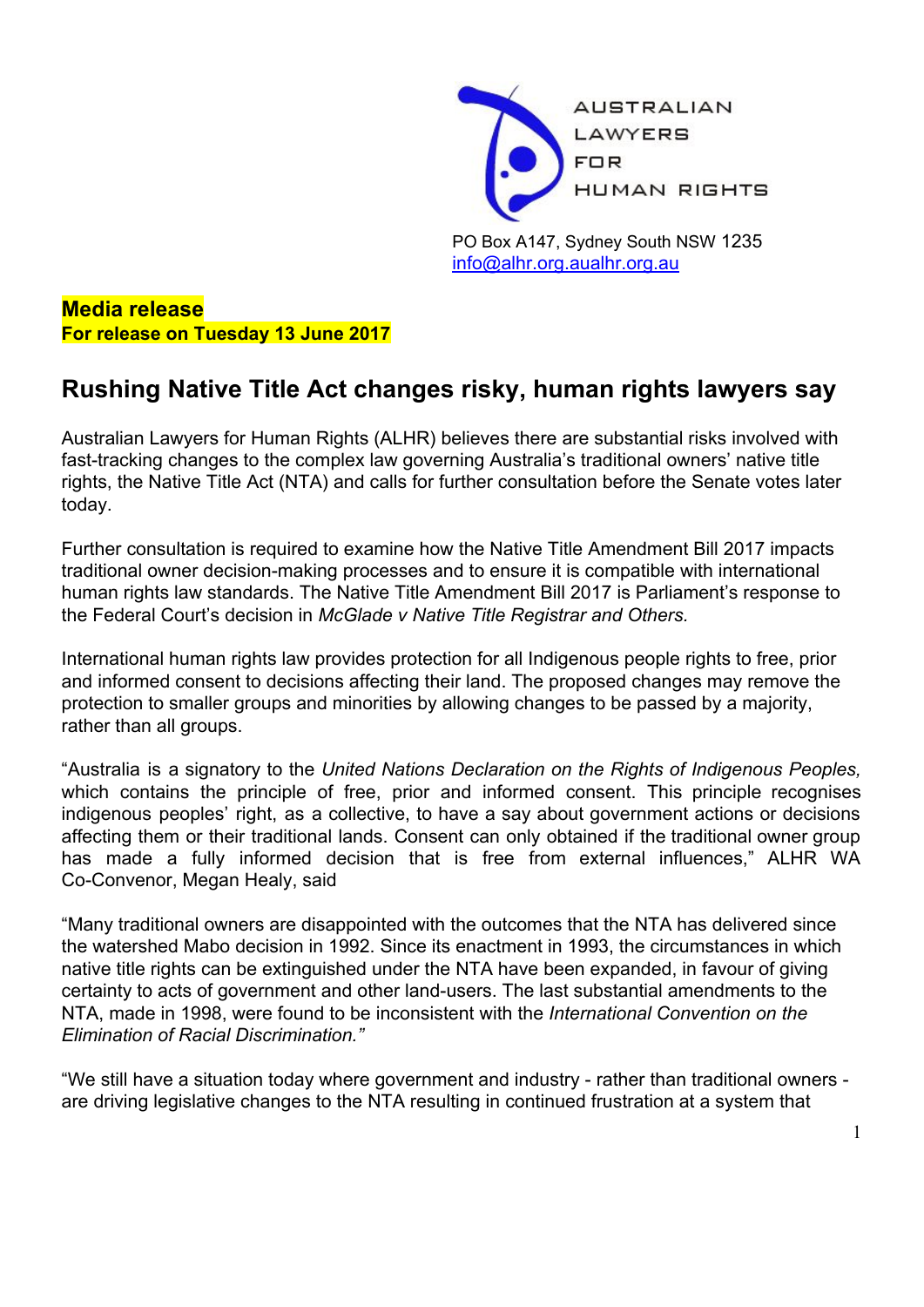AUSTRALIAN
LAWYERS
FOR
HUMAN RIGHTS

PO Box A147, Sydney South NSW 1235
info@alhr.org.aualhr.org.au

**Media release**
**For release on Tuesday 13 June 2017**

## Rushing Native Title Act changes risky, human rights lawyers say

Australian Lawyers for Human Rights (ALHR) believes there are substantial risks involved with fast-tracking changes to the complex law governing Australia's traditional owners' native title rights, the Native Title Act (NTA) and calls for further consultation before the Senate votes later today.

Further consultation is required to examine how the Native Title Amendment Bill 2017 impacts traditional owner decision-making processes and to ensure it is compatible with international human rights law standards. The Native Title Amendment Bill 2017 is Parliament's response to the Federal Court's decision in *McGlade v Native Title Registrar and Others.*

International human rights law provides protection for all Indigenous people rights to free, prior and informed consent to decisions affecting their land. The proposed changes may remove the protection to smaller groups and minorities by allowing changes to be passed by a majority, rather than all groups.

"Australia is a signatory to the *United Nations Declaration on the Rights of Indigenous Peoples,* which contains the principle of free, prior and informed consent. This principle recognises indigenous peoples' right, as a collective, to have a say about government actions or decisions affecting them or their traditional lands. Consent can only obtained if the traditional owner group has made a fully informed decision that is free from external influences," ALHR WA Co-Convenor, Megan Healy, said

"Many traditional owners are disappointed with the outcomes that the NTA has delivered since the watershed Mabo decision in 1992. Since its enactment in 1993, the circumstances in which native title rights can be extinguished under the NTA have been expanded, in favour of giving certainty to acts of government and other land-users. The last substantial amendments to the NTA, made in 1998, were found to be inconsistent with the *International Convention on the Elimination of Racial Discrimination."*

"We still have a situation today where government and industry - rather than traditional owners - are driving legislative changes to the NTA resulting in continued frustration at a system that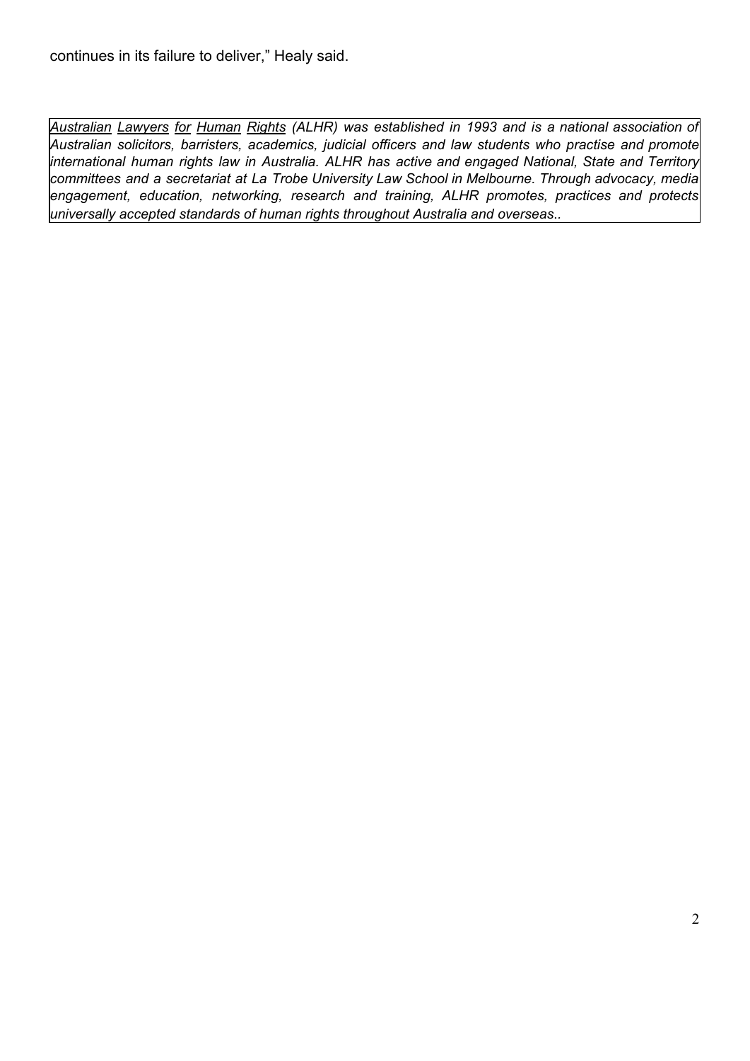continues in its failure to deliver," Healy said.

*Australian Lawyers for Human Rights (ALHR) was established in 1993 and is a national association of Australian solicitors, barristers, academics, judicial officers and law students who practise and promote international human rights law in Australia. ALHR has active and engaged National, State and Territory committees and a secretariat at La Trobe University Law School in Melbourne. Through advocacy, media engagement, education, networking, research and training, ALHR promotes, practices and protects universally accepted standards of human rights throughout Australia and overseas..*